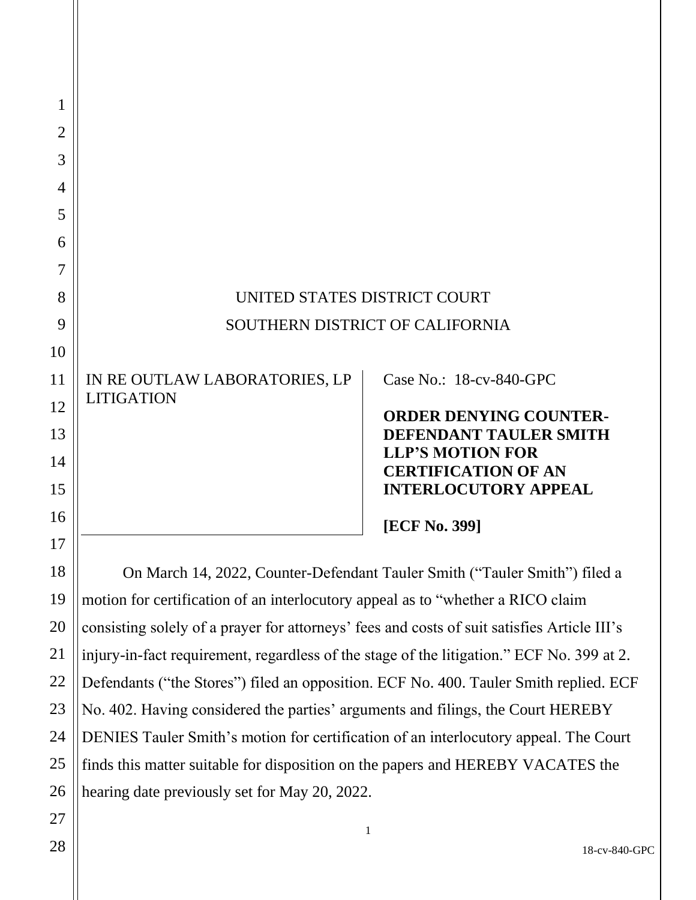UNITED STATES DISTRICT COURT

SOUTHERN DISTRICT OF CALIFORNIA

| IN RE OUTLAW LABORATORIES, LP LITIGATION | Case No.: 18-cv-840-GPC<br><br>**ORDER DENYING COUNTER-DEFENDANT TAULER SMITH LLP'S MOTION FOR CERTIFICATION OF AN INTERLOCUTORY APPEAL**<br><br>**[ECF No. 399]** |
|---|---|

On March 14, 2022, Counter-Defendant Tauler Smith ("Tauler Smith") filed a motion for certification of an interlocutory appeal as to "whether a RICO claim consisting solely of a prayer for attorneys' fees and costs of suit satisfies Article III's injury-in-fact requirement, regardless of the stage of the litigation." ECF No. 399 at 2. Defendants ("the Stores") filed an opposition. ECF No. 400. Tauler Smith replied. ECF No. 402. Having considered the parties' arguments and filings, the Court HEREBY DENIES Tauler Smith's motion for certification of an interlocutory appeal. The Court finds this matter suitable for disposition on the papers and HEREBY VACATES the hearing date previously set for May 20, 2022.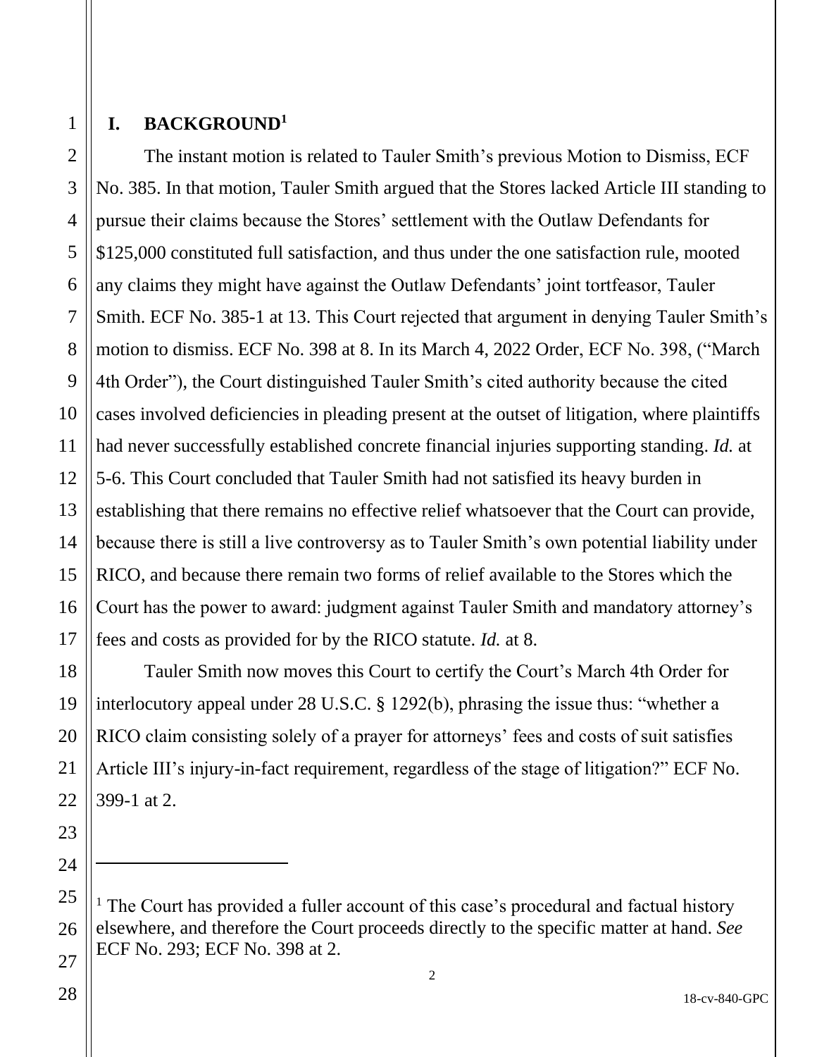## I. BACKGROUND[1]

The instant motion is related to Tauler Smith's previous Motion to Dismiss, ECF No. 385. In that motion, Tauler Smith argued that the Stores lacked Article III standing to pursue their claims because the Stores' settlement with the Outlaw Defendants for $125,000 constituted full satisfaction, and thus under the one satisfaction rule, mooted any claims they might have against the Outlaw Defendants' joint tortfeasor, Tauler Smith. ECF No. 385-1 at 13. This Court rejected that argument in denying Tauler Smith's motion to dismiss. ECF No. 398 at 8. In its March 4, 2022 Order, ECF No. 398, ("March 4th Order"), the Court distinguished Tauler Smith's cited authority because the cited cases involved deficiencies in pleading present at the outset of litigation, where plaintiffs had never successfully established concrete financial injuries supporting standing. *Id.* at 5-6. This Court concluded that Tauler Smith had not satisfied its heavy burden in establishing that there remains no effective relief whatsoever that the Court can provide, because there is still a live controversy as to Tauler Smith's own potential liability under RICO, and because there remain two forms of relief available to the Stores which the Court has the power to award: judgment against Tauler Smith and mandatory attorney's fees and costs as provided for by the RICO statute. *Id.* at 8.

Tauler Smith now moves this Court to certify the Court's March 4th Order for interlocutory appeal under 28 U.S.C. § 1292(b), phrasing the issue thus: "whether a RICO claim consisting solely of a prayer for attorneys' fees and costs of suit satisfies Article III's injury-in-fact requirement, regardless of the stage of litigation?" ECF No. 399-1 at 2.

---

[1] The Court has provided a fuller account of this case's procedural and factual history elsewhere, and therefore the Court proceeds directly to the specific matter at hand. *See* ECF No. 293; ECF No. 398 at 2.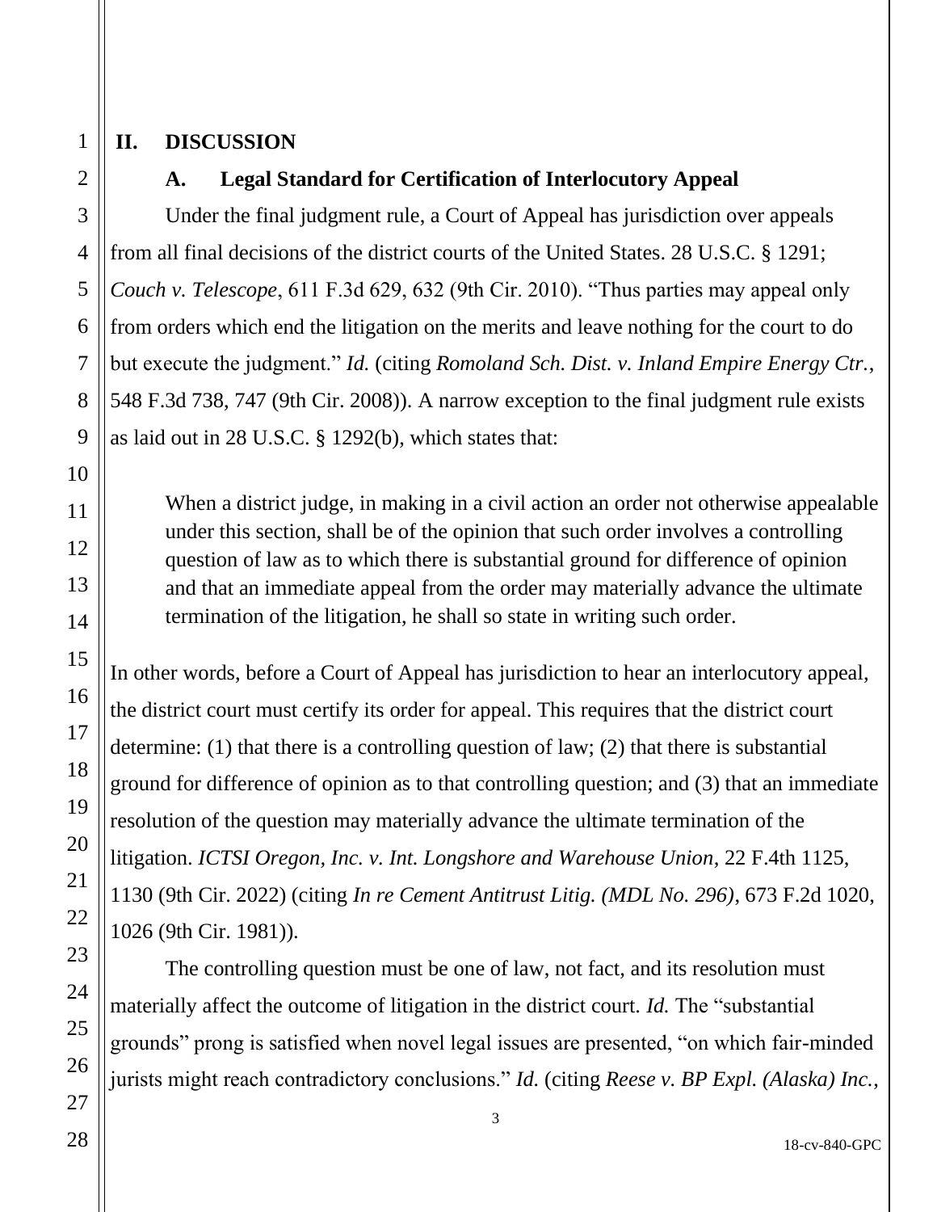## II. DISCUSSION

### A. Legal Standard for Certification of Interlocutory Appeal

Under the final judgment rule, a Court of Appeal has jurisdiction over appeals from all final decisions of the district courts of the United States. 28 U.S.C. § 1291; *Couch v. Telescope*, 611 F.3d 629, 632 (9th Cir. 2010). "Thus parties may appeal only from orders which end the litigation on the merits and leave nothing for the court to do but execute the judgment." *Id.* (citing *Romoland Sch. Dist. v. Inland Empire Energy Ctr.*, 548 F.3d 738, 747 (9th Cir. 2008)). A narrow exception to the final judgment rule exists as laid out in 28 U.S.C. § 1292(b), which states that:

> When a district judge, in making in a civil action an order not otherwise appealable under this section, shall be of the opinion that such order involves a controlling question of law as to which there is substantial ground for difference of opinion and that an immediate appeal from the order may materially advance the ultimate termination of the litigation, he shall so state in writing such order.

In other words, before a Court of Appeal has jurisdiction to hear an interlocutory appeal, the district court must certify its order for appeal. This requires that the district court determine: (1) that there is a controlling question of law; (2) that there is substantial ground for difference of opinion as to that controlling question; and (3) that an immediate resolution of the question may materially advance the ultimate termination of the litigation. *ICTSI Oregon, Inc. v. Int. Longshore and Warehouse Union*, 22 F.4th 1125, 1130 (9th Cir. 2022) (citing *In re Cement Antitrust Litig. (MDL No. 296)*, 673 F.2d 1020, 1026 (9th Cir. 1981)).

The controlling question must be one of law, not fact, and its resolution must materially affect the outcome of litigation in the district court. *Id.* The "substantial grounds" prong is satisfied when novel legal issues are presented, "on which fair-minded jurists might reach contradictory conclusions." *Id.* (citing *Reese v. BP Expl. (Alaska) Inc.*,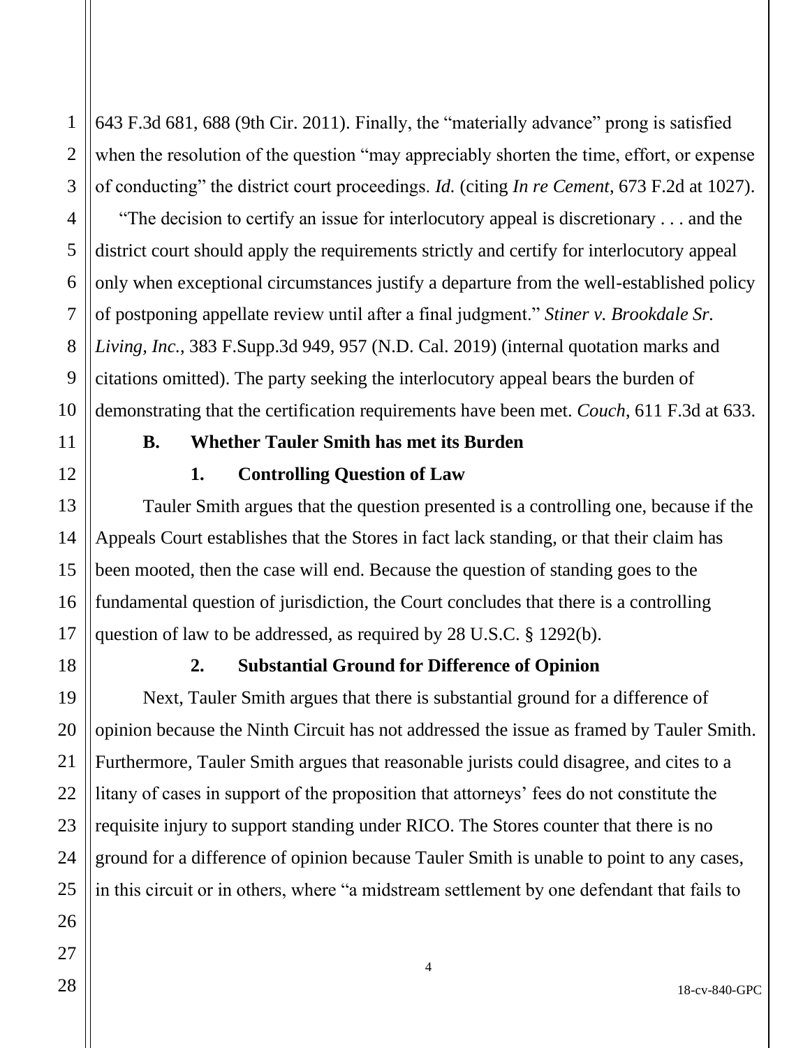643 F.3d 681, 688 (9th Cir. 2011). Finally, the "materially advance" prong is satisfied when the resolution of the question "may appreciably shorten the time, effort, or expense of conducting" the district court proceedings. *Id.* (citing *In re Cement*, 673 F.2d at 1027).

"The decision to certify an issue for interlocutory appeal is discretionary . . . and the district court should apply the requirements strictly and certify for interlocutory appeal only when exceptional circumstances justify a departure from the well-established policy of postponing appellate review until after a final judgment." *Stiner v. Brookdale Sr. Living, Inc.*, 383 F.Supp.3d 949, 957 (N.D. Cal. 2019) (internal quotation marks and citations omitted). The party seeking the interlocutory appeal bears the burden of demonstrating that the certification requirements have been met. *Couch*, 611 F.3d at 633.

**B. Whether Tauler Smith has met its Burden**

**1. Controlling Question of Law**

Tauler Smith argues that the question presented is a controlling one, because if the Appeals Court establishes that the Stores in fact lack standing, or that their claim has been mooted, then the case will end. Because the question of standing goes to the fundamental question of jurisdiction, the Court concludes that there is a controlling question of law to be addressed, as required by 28 U.S.C. § 1292(b).

**2. Substantial Ground for Difference of Opinion**

Next, Tauler Smith argues that there is substantial ground for a difference of opinion because the Ninth Circuit has not addressed the issue as framed by Tauler Smith. Furthermore, Tauler Smith argues that reasonable jurists could disagree, and cites to a litany of cases in support of the proposition that attorneys' fees do not constitute the requisite injury to support standing under RICO. The Stores counter that there is no ground for a difference of opinion because Tauler Smith is unable to point to any cases, in this circuit or in others, where "a midstream settlement by one defendant that fails to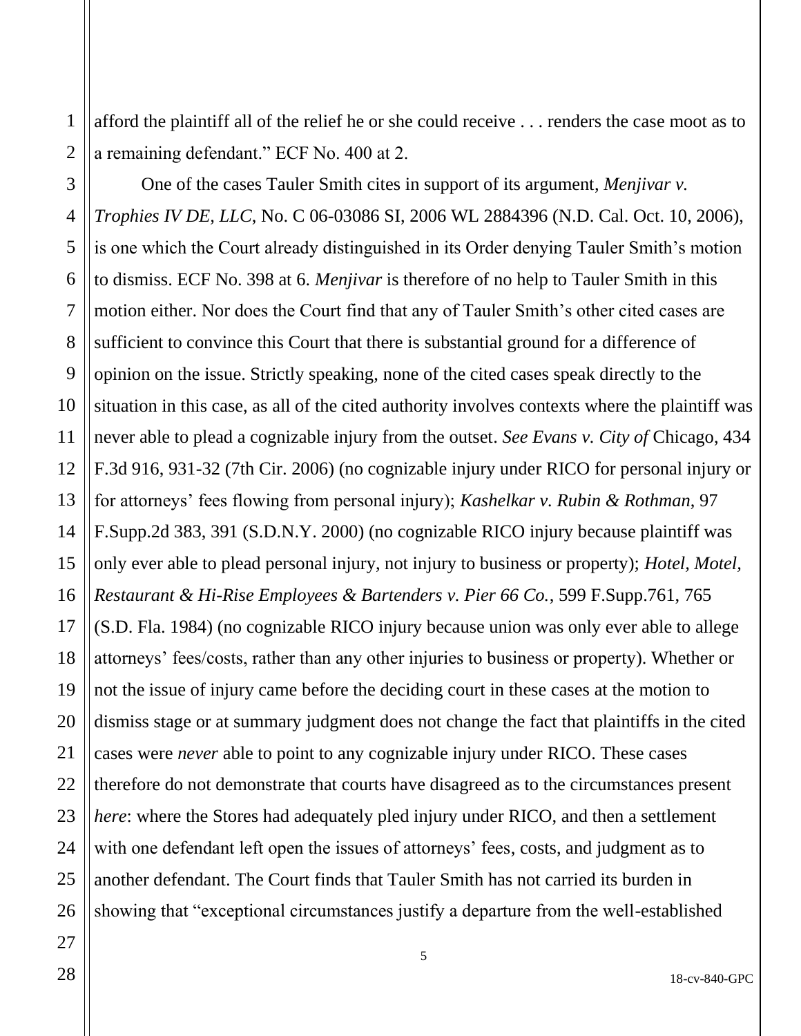afford the plaintiff all of the relief he or she could receive . . . renders the case moot as to a remaining defendant." ECF No. 400 at 2.

One of the cases Tauler Smith cites in support of its argument, *Menjivar v. Trophies IV DE, LLC*, No. C 06-03086 SI, 2006 WL 2884396 (N.D. Cal. Oct. 10, 2006), is one which the Court already distinguished in its Order denying Tauler Smith's motion to dismiss. ECF No. 398 at 6. *Menjivar* is therefore of no help to Tauler Smith in this motion either. Nor does the Court find that any of Tauler Smith's other cited cases are sufficient to convince this Court that there is substantial ground for a difference of opinion on the issue. Strictly speaking, none of the cited cases speak directly to the situation in this case, as all of the cited authority involves contexts where the plaintiff was never able to plead a cognizable injury from the outset. *See Evans v. City of* Chicago, 434 F.3d 916, 931-32 (7th Cir. 2006) (no cognizable injury under RICO for personal injury or for attorneys' fees flowing from personal injury); *Kashelkar v. Rubin & Rothman*, 97 F.Supp.2d 383, 391 (S.D.N.Y. 2000) (no cognizable RICO injury because plaintiff was only ever able to plead personal injury, not injury to business or property); *Hotel, Motel, Restaurant & Hi-Rise Employees & Bartenders v. Pier 66 Co.*, 599 F.Supp.761, 765 (S.D. Fla. 1984) (no cognizable RICO injury because union was only ever able to allege attorneys' fees/costs, rather than any other injuries to business or property). Whether or not the issue of injury came before the deciding court in these cases at the motion to dismiss stage or at summary judgment does not change the fact that plaintiffs in the cited cases were *never* able to point to any cognizable injury under RICO. These cases therefore do not demonstrate that courts have disagreed as to the circumstances present *here*: where the Stores had adequately pled injury under RICO, and then a settlement with one defendant left open the issues of attorneys' fees, costs, and judgment as to another defendant. The Court finds that Tauler Smith has not carried its burden in showing that "exceptional circumstances justify a departure from the well-established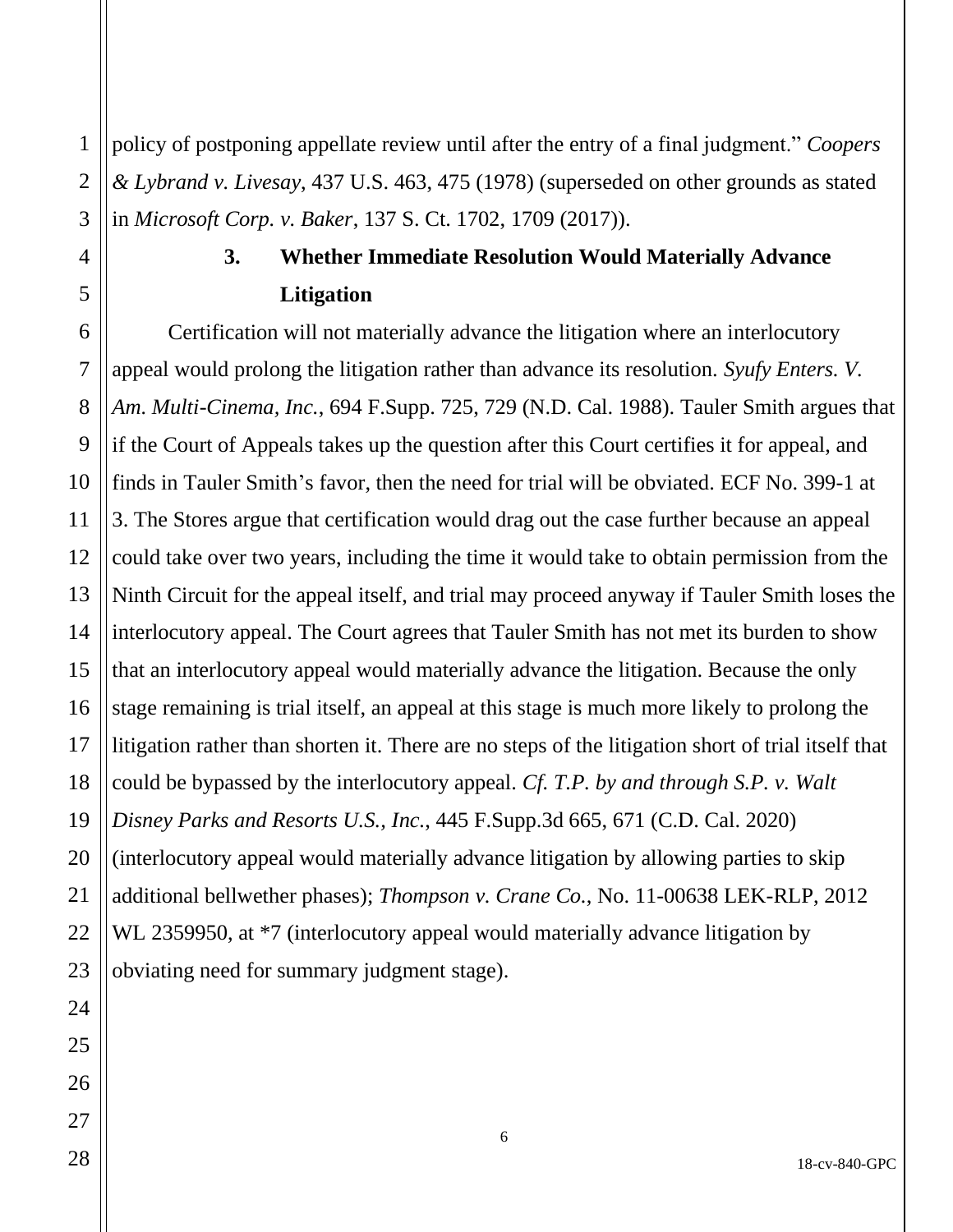policy of postponing appellate review until after the entry of a final judgment." *Coopers & Lybrand v. Livesay*, 437 U.S. 463, 475 (1978) (superseded on other grounds as stated in *Microsoft Corp. v. Baker*, 137 S. Ct. 1702, 1709 (2017)).

### 3. Whether Immediate Resolution Would Materially Advance Litigation

Certification will not materially advance the litigation where an interlocutory appeal would prolong the litigation rather than advance its resolution. *Syufy Enters. V. Am. Multi-Cinema, Inc.*, 694 F.Supp. 725, 729 (N.D. Cal. 1988). Tauler Smith argues that if the Court of Appeals takes up the question after this Court certifies it for appeal, and finds in Tauler Smith's favor, then the need for trial will be obviated. ECF No. 399-1 at 3. The Stores argue that certification would drag out the case further because an appeal could take over two years, including the time it would take to obtain permission from the Ninth Circuit for the appeal itself, and trial may proceed anyway if Tauler Smith loses the interlocutory appeal. The Court agrees that Tauler Smith has not met its burden to show that an interlocutory appeal would materially advance the litigation. Because the only stage remaining is trial itself, an appeal at this stage is much more likely to prolong the litigation rather than shorten it. There are no steps of the litigation short of trial itself that could be bypassed by the interlocutory appeal. *Cf. T.P. by and through S.P. v. Walt Disney Parks and Resorts U.S., Inc.*, 445 F.Supp.3d 665, 671 (C.D. Cal. 2020) (interlocutory appeal would materially advance litigation by allowing parties to skip additional bellwether phases); *Thompson v. Crane Co.*, No. 11-00638 LEK-RLP, 2012 WL 2359950, at *7 (interlocutory appeal would materially advance litigation by obviating need for summary judgment stage).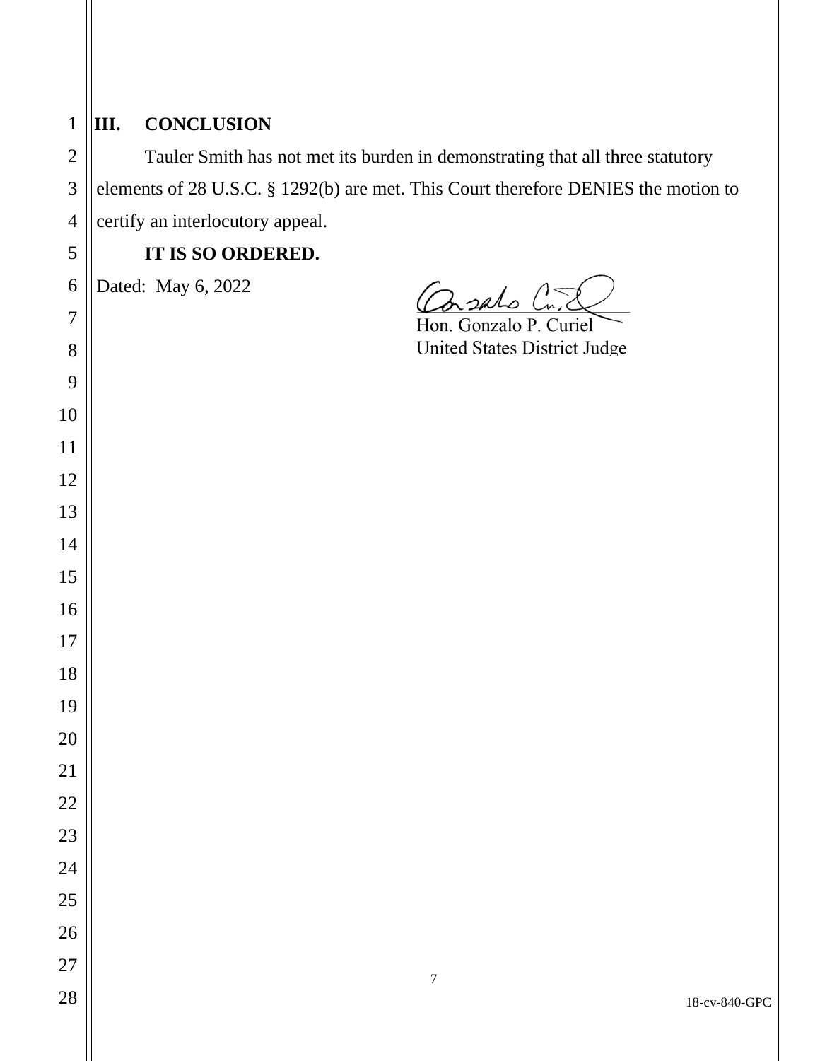## III. CONCLUSION

Tauler Smith has not met its burden in demonstrating that all three statutory elements of 28 U.S.C. § 1292(b) are met. This Court therefore DENIES the motion to certify an interlocutory appeal.

**IT IS SO ORDERED.**

Dated: May 6, 2022

Hon. Gonzalo P. Curiel
United States District Judge